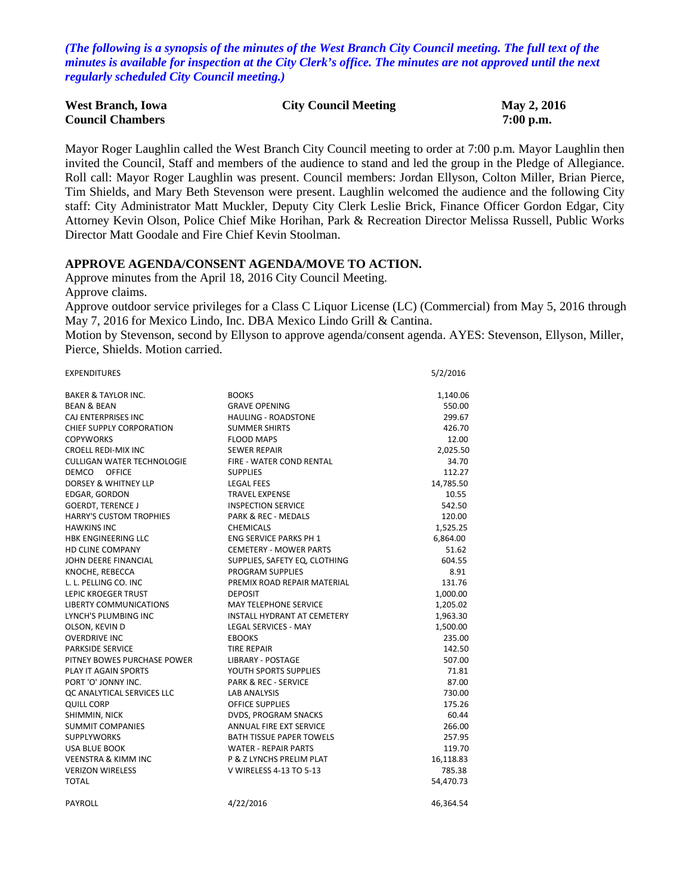*(The following is a synopsis of the minutes of the West Branch City Council meeting. The full text of the minutes is available for inspection at the City Clerk's office. The minutes are not approved until the next regularly scheduled City Council meeting.)*

**West Branch, Iowa** **City Council Meeting** **May 2, 2016**
**Council Chambers** **7:00 p.m.**

Mayor Roger Laughlin called the West Branch City Council meeting to order at 7:00 p.m. Mayor Laughlin then invited the Council, Staff and members of the audience to stand and led the group in the Pledge of Allegiance. Roll call: Mayor Roger Laughlin was present. Council members: Jordan Ellyson, Colton Miller, Brian Pierce, Tim Shields, and Mary Beth Stevenson were present. Laughlin welcomed the audience and the following City staff: City Administrator Matt Muckler, Deputy City Clerk Leslie Brick, Finance Officer Gordon Edgar, City Attorney Kevin Olson, Police Chief Mike Horihan, Park & Recreation Director Melissa Russell, Public Works Director Matt Goodale and Fire Chief Kevin Stoolman.

## APPROVE AGENDA/CONSENT AGENDA/MOVE TO ACTION.

Approve minutes from the April 18, 2016 City Council Meeting.
Approve claims.
Approve outdoor service privileges for a Class C Liquor License (LC) (Commercial) from May 5, 2016 through May 7, 2016 for Mexico Lindo, Inc. DBA Mexico Lindo Grill & Cantina.
Motion by Stevenson, second by Ellyson to approve agenda/consent agenda. AYES: Stevenson, Ellyson, Miller, Pierce, Shields. Motion carried.

| EXPENDITURES | | 5/2/2016 |
|---|---|---|
| BAKER & TAYLOR INC. | BOOKS | 1,140.06 |
| BEAN & BEAN | GRAVE OPENING | 550.00 |
| CAJ ENTERPRISES INC | HAULING - ROADSTONE | 299.67 |
| CHIEF SUPPLY CORPORATION | SUMMER SHIRTS | 426.70 |
| COPYWORKS | FLOOD MAPS | 12.00 |
| CROELL REDI-MIX INC | SEWER REPAIR | 2,025.50 |
| CULLIGAN WATER TECHNOLOGIE | FIRE - WATER COND RENTAL | 34.70 |
| DEMCO OFFICE | SUPPLIES | 112.27 |
| DORSEY & WHITNEY LLP | LEGAL FEES | 14,785.50 |
| EDGAR, GORDON | TRAVEL EXPENSE | 10.55 |
| GOERDT, TERENCE J | INSPECTION SERVICE | 542.50 |
| HARRY'S CUSTOM TROPHIES | PARK & REC - MEDALS | 120.00 |
| HAWKINS INC | CHEMICALS | 1,525.25 |
| HBK ENGINEERING LLC | ENG SERVICE PARKS PH 1 | 6,864.00 |
| HD CLINE COMPANY | CEMETERY - MOWER PARTS | 51.62 |
| JOHN DEERE FINANCIAL | SUPPLIES, SAFETY EQ, CLOTHING | 604.55 |
| KNOCHE, REBECCA | PROGRAM SUPPLIES | 8.91 |
| L. L. PELLING CO. INC | PREMIX ROAD REPAIR MATERIAL | 131.76 |
| LEPIC KROEGER TRUST | DEPOSIT | 1,000.00 |
| LIBERTY COMMUNICATIONS | MAY TELEPHONE SERVICE | 1,205.02 |
| LYNCH'S PLUMBING INC | INSTALL HYDRANT AT CEMETERY | 1,963.30 |
| OLSON, KEVIN D | LEGAL SERVICES - MAY | 1,500.00 |
| OVERDRIVE INC | EBOOKS | 235.00 |
| PARKSIDE SERVICE | TIRE REPAIR | 142.50 |
| PITNEY BOWES PURCHASE POWER | LIBRARY - POSTAGE | 507.00 |
| PLAY IT AGAIN SPORTS | YOUTH SPORTS SUPPLIES | 71.81 |
| PORT 'O' JONNY INC. | PARK & REC - SERVICE | 87.00 |
| QC ANALYTICAL SERVICES LLC | LAB ANALYSIS | 730.00 |
| QUILL CORP | OFFICE SUPPLIES | 175.26 |
| SHIMMIN, NICK | DVDS, PROGRAM SNACKS | 60.44 |
| SUMMIT COMPANIES | ANNUAL FIRE EXT SERVICE | 266.00 |
| SUPPLYWORKS | BATH TISSUE PAPER TOWELS | 257.95 |
| USA BLUE BOOK | WATER - REPAIR PARTS | 119.70 |
| VEENSTRA & KIMM INC | P & Z LYNCHS PRELIM PLAT | 16,118.83 |
| VERIZON WIRELESS | V WIRELESS 4-13 TO 5-13 | 785.38 |
| TOTAL | | 54,470.73 |
| | | |
| PAYROLL | 4/22/2016 | 46,364.54 |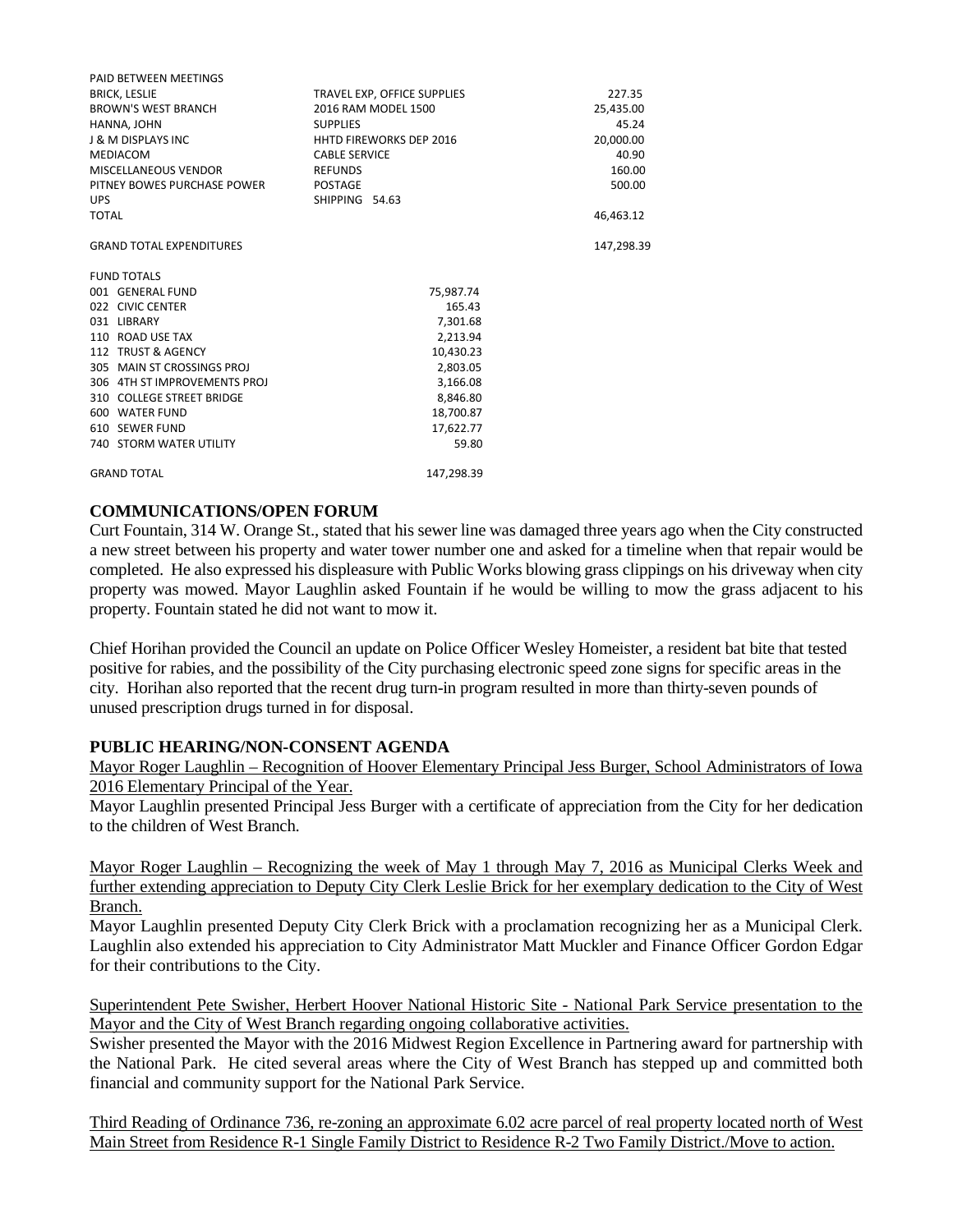| PAID BETWEEN MEETINGS | | |
|---|---|---|
| BRICK, LESLIE | TRAVEL EXP, OFFICE SUPPLIES | 227.35 |
| BROWN'S WEST BRANCH | 2016 RAM MODEL 1500 | 25,435.00 |
| HANNA, JOHN | SUPPLIES | 45.24 |
| J & M DISPLAYS INC | HHTD FIREWORKS DEP 2016 | 20,000.00 |
| MEDIACOM | CABLE SERVICE | 40.90 |
| MISCELLANEOUS VENDOR | REFUNDS | 160.00 |
| PITNEY BOWES PURCHASE POWER | POSTAGE | 500.00 |
| UPS | SHIPPING 54.63 | |
| TOTAL | | 46,463.12 |
| | | |
| GRAND TOTAL EXPENDITURES | | 147,298.39 |

| FUND TOTALS | |
|---|---|
| 001 GENERAL FUND | 75,987.74 |
| 022 CIVIC CENTER | 165.43 |
| 031 LIBRARY | 7,301.68 |
| 110 ROAD USE TAX | 2,213.94 |
| 112 TRUST & AGENCY | 10,430.23 |
| 305 MAIN ST CROSSINGS PROJ | 2,803.05 |
| 306 4TH ST IMPROVEMENTS PROJ | 3,166.08 |
| 310 COLLEGE STREET BRIDGE | 8,846.80 |
| 600 WATER FUND | 18,700.87 |
| 610 SEWER FUND | 17,622.77 |
| 740 STORM WATER UTILITY | 59.80 |
| | |
| GRAND TOTAL | 147,298.39 |

**COMMUNICATIONS/OPEN FORUM**

Curt Fountain, 314 W. Orange St., stated that his sewer line was damaged three years ago when the City constructed a new street between his property and water tower number one and asked for a timeline when that repair would be completed. He also expressed his displeasure with Public Works blowing grass clippings on his driveway when city property was mowed. Mayor Laughlin asked Fountain if he would be willing to mow the grass adjacent to his property. Fountain stated he did not want to mow it.

Chief Horihan provided the Council an update on Police Officer Wesley Homeister, a resident bat bite that tested positive for rabies, and the possibility of the City purchasing electronic speed zone signs for specific areas in the city. Horihan also reported that the recent drug turn-in program resulted in more than thirty-seven pounds of unused prescription drugs turned in for disposal.

**PUBLIC HEARING/NON-CONSENT AGENDA**

Mayor Roger Laughlin – Recognition of Hoover Elementary Principal Jess Burger, School Administrators of Iowa 2016 Elementary Principal of the Year.

Mayor Laughlin presented Principal Jess Burger with a certificate of appreciation from the City for her dedication to the children of West Branch.

Mayor Roger Laughlin – Recognizing the week of May 1 through May 7, 2016 as Municipal Clerks Week and further extending appreciation to Deputy City Clerk Leslie Brick for her exemplary dedication to the City of West Branch.

Mayor Laughlin presented Deputy City Clerk Brick with a proclamation recognizing her as a Municipal Clerk. Laughlin also extended his appreciation to City Administrator Matt Muckler and Finance Officer Gordon Edgar for their contributions to the City.

Superintendent Pete Swisher, Herbert Hoover National Historic Site - National Park Service presentation to the Mayor and the City of West Branch regarding ongoing collaborative activities.

Swisher presented the Mayor with the 2016 Midwest Region Excellence in Partnering award for partnership with the National Park. He cited several areas where the City of West Branch has stepped up and committed both financial and community support for the National Park Service.

Third Reading of Ordinance 736, re-zoning an approximate 6.02 acre parcel of real property located north of West Main Street from Residence R-1 Single Family District to Residence R-2 Two Family District./Move to action.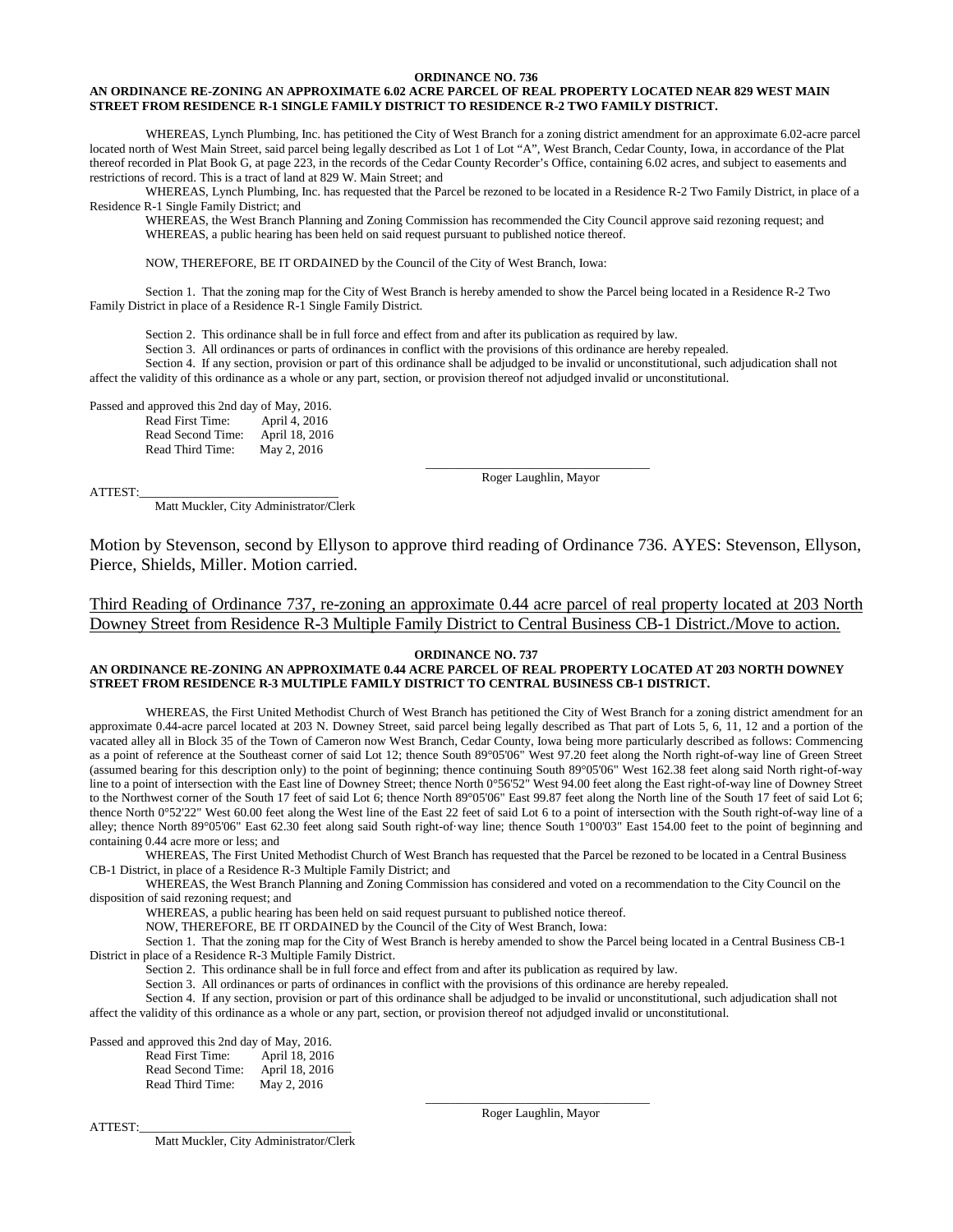**ORDINANCE NO. 736**

**AN ORDINANCE RE-ZONING AN APPROXIMATE 6.02 ACRE PARCEL OF REAL PROPERTY LOCATED NEAR 829 WEST MAIN STREET FROM RESIDENCE R-1 SINGLE FAMILY DISTRICT TO RESIDENCE R-2 TWO FAMILY DISTRICT.**

WHEREAS, Lynch Plumbing, Inc. has petitioned the City of West Branch for a zoning district amendment for an approximate 6.02-acre parcel located north of West Main Street, said parcel being legally described as Lot 1 of Lot "A", West Branch, Cedar County, Iowa, in accordance of the Plat thereof recorded in Plat Book G, at page 223, in the records of the Cedar County Recorder's Office, containing 6.02 acres, and subject to easements and restrictions of record. This is a tract of land at 829 W. Main Street; and

WHEREAS, Lynch Plumbing, Inc. has requested that the Parcel be rezoned to be located in a Residence R-2 Two Family District, in place of a Residence R-1 Single Family District; and

WHEREAS, the West Branch Planning and Zoning Commission has recommended the City Council approve said rezoning request; and

WHEREAS, a public hearing has been held on said request pursuant to published notice thereof.

NOW, THEREFORE, BE IT ORDAINED by the Council of the City of West Branch, Iowa:

Section 1. That the zoning map for the City of West Branch is hereby amended to show the Parcel being located in a Residence R-2 Two Family District in place of a Residence R-1 Single Family District.

Section 2. This ordinance shall be in full force and effect from and after its publication as required by law.

Section 3. All ordinances or parts of ordinances in conflict with the provisions of this ordinance are hereby repealed.

Section 4. If any section, provision or part of this ordinance shall be adjudged to be invalid or unconstitutional, such adjudication shall not affect the validity of this ordinance as a whole or any part, section, or provision thereof not adjudged invalid or unconstitutional.

Passed and approved this 2nd day of May, 2016.

Read First Time: April 4, 2016
Read Second Time: April 18, 2016
Read Third Time: May 2, 2016

\_\_\_\_\_\_\_\_\_\_\_\_\_\_\_\_\_\_\_\_\_\_\_\_\_\_\_\_\_\_\_\_\_\_
Roger Laughlin, Mayor

ATTEST:\_\_\_\_\_\_\_\_\_\_\_\_\_\_\_\_\_\_\_\_\_\_\_\_\_\_\_\_\_\_\_
Matt Muckler, City Administrator/Clerk

Motion by Stevenson, second by Ellyson to approve third reading of Ordinance 736. AYES: Stevenson, Ellyson, Pierce, Shields, Miller. Motion carried.

<u>Third Reading of Ordinance 737, re-zoning an approximate 0.44 acre parcel of real property located at 203 North Downey Street from Residence R-3 Multiple Family District to Central Business CB-1 District./Move to action.</u>

**ORDINANCE NO. 737**

**AN ORDINANCE RE-ZONING AN APPROXIMATE 0.44 ACRE PARCEL OF REAL PROPERTY LOCATED AT 203 NORTH DOWNEY STREET FROM RESIDENCE R-3 MULTIPLE FAMILY DISTRICT TO CENTRAL BUSINESS CB-1 DISTRICT.**

WHEREAS, the First United Methodist Church of West Branch has petitioned the City of West Branch for a zoning district amendment for an approximate 0.44-acre parcel located at 203 N. Downey Street, said parcel being legally described as That part of Lots 5, 6, 11, 12 and a portion of the vacated alley all in Block 35 of the Town of Cameron now West Branch, Cedar County, Iowa being more particularly described as follows: Commencing as a point of reference at the Southeast corner of said Lot 12; thence South 89°05'06" West 97.20 feet along the North right-of-way line of Green Street (assumed bearing for this description only) to the point of beginning; thence continuing South 89°05'06" West 162.38 feet along said North right-of-way line to a point of intersection with the East line of Downey Street; thence North 0°56'52" West 94.00 feet along the East right-of-way line of Downey Street to the Northwest corner of the South 17 feet of said Lot 6; thence North 89°05'06" East 99.87 feet along the North line of the South 17 feet of said Lot 6; thence North 0°52'22" West 60.00 feet along the West line of the East 22 feet of said Lot 6 to a point of intersection with the South right-of-way line of a alley; thence North 89°05'06" East 62.30 feet along said South right-of·way line; thence South 1°00'03" East 154.00 feet to the point of beginning and containing 0.44 acre more or less; and

WHEREAS, The First United Methodist Church of West Branch has requested that the Parcel be rezoned to be located in a Central Business CB-1 District, in place of a Residence R-3 Multiple Family District; and

WHEREAS, the West Branch Planning and Zoning Commission has considered and voted on a recommendation to the City Council on the disposition of said rezoning request; and

WHEREAS, a public hearing has been held on said request pursuant to published notice thereof.

NOW, THEREFORE, BE IT ORDAINED by the Council of the City of West Branch, Iowa:

Section 1. That the zoning map for the City of West Branch is hereby amended to show the Parcel being located in a Central Business CB-1 District in place of a Residence R-3 Multiple Family District.

Section 2. This ordinance shall be in full force and effect from and after its publication as required by law.

Section 3. All ordinances or parts of ordinances in conflict with the provisions of this ordinance are hereby repealed.

Section 4. If any section, provision or part of this ordinance shall be adjudged to be invalid or unconstitutional, such adjudication shall not affect the validity of this ordinance as a whole or any part, section, or provision thereof not adjudged invalid or unconstitutional.

Passed and approved this 2nd day of May, 2016.

Read First Time: April 18, 2016
Read Second Time: April 18, 2016
Read Third Time: May 2, 2016

\_\_\_\_\_\_\_\_\_\_\_\_\_\_\_\_\_\_\_\_\_\_\_\_\_\_\_\_\_\_\_\_\_\_
Roger Laughlin, Mayor

ATTEST:\_\_\_\_\_\_\_\_\_\_\_\_\_\_\_\_\_\_\_\_\_\_\_\_\_\_\_\_\_\_\_
Matt Muckler, City Administrator/Clerk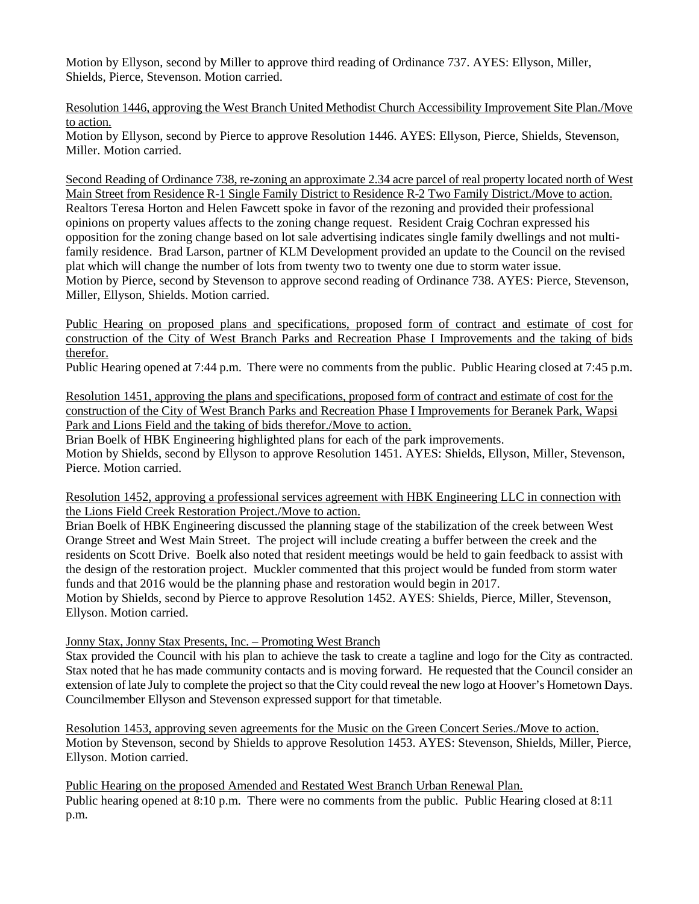Motion by Ellyson, second by Miller to approve third reading of Ordinance 737. AYES: Ellyson, Miller, Shields, Pierce, Stevenson. Motion carried.

<u>Resolution 1446, approving the West Branch United Methodist Church Accessibility Improvement Site Plan./Move to action.</u>
Motion by Ellyson, second by Pierce to approve Resolution 1446. AYES: Ellyson, Pierce, Shields, Stevenson, Miller. Motion carried.

<u>Second Reading of Ordinance 738, re-zoning an approximate 2.34 acre parcel of real property located north of West Main Street from Residence R-1 Single Family District to Residence R-2 Two Family District./Move to action.</u>
Realtors Teresa Horton and Helen Fawcett spoke in favor of the rezoning and provided their professional opinions on property values affects to the zoning change request. Resident Craig Cochran expressed his opposition for the zoning change based on lot sale advertising indicates single family dwellings and not multi-family residence. Brad Larson, partner of KLM Development provided an update to the Council on the revised plat which will change the number of lots from twenty two to twenty one due to storm water issue.
Motion by Pierce, second by Stevenson to approve second reading of Ordinance 738. AYES: Pierce, Stevenson, Miller, Ellyson, Shields. Motion carried.

<u>Public Hearing on proposed plans and specifications, proposed form of contract and estimate of cost for construction of the City of West Branch Parks and Recreation Phase I Improvements and the taking of bids therefor.</u>
Public Hearing opened at 7:44 p.m. There were no comments from the public. Public Hearing closed at 7:45 p.m.

<u>Resolution 1451, approving the plans and specifications, proposed form of contract and estimate of cost for the construction of the City of West Branch Parks and Recreation Phase I Improvements for Beranek Park, Wapsi Park and Lions Field and the taking of bids therefor./Move to action.</u>
Brian Boelk of HBK Engineering highlighted plans for each of the park improvements.
Motion by Shields, second by Ellyson to approve Resolution 1451. AYES: Shields, Ellyson, Miller, Stevenson, Pierce. Motion carried.

<u>Resolution 1452, approving a professional services agreement with HBK Engineering LLC in connection with the Lions Field Creek Restoration Project./Move to action.</u>
Brian Boelk of HBK Engineering discussed the planning stage of the stabilization of the creek between West Orange Street and West Main Street. The project will include creating a buffer between the creek and the residents on Scott Drive. Boelk also noted that resident meetings would be held to gain feedback to assist with the design of the restoration project. Muckler commented that this project would be funded from storm water funds and that 2016 would be the planning phase and restoration would begin in 2017.
Motion by Shields, second by Pierce to approve Resolution 1452. AYES: Shields, Pierce, Miller, Stevenson, Ellyson. Motion carried.

<u>Jonny Stax, Jonny Stax Presents, Inc. – Promoting West Branch</u>
Stax provided the Council with his plan to achieve the task to create a tagline and logo for the City as contracted. Stax noted that he has made community contacts and is moving forward. He requested that the Council consider an extension of late July to complete the project so that the City could reveal the new logo at Hoover's Hometown Days. Councilmember Ellyson and Stevenson expressed support for that timetable.

<u>Resolution 1453, approving seven agreements for the Music on the Green Concert Series./Move to action.</u>
Motion by Stevenson, second by Shields to approve Resolution 1453. AYES: Stevenson, Shields, Miller, Pierce, Ellyson. Motion carried.

<u>Public Hearing on the proposed Amended and Restated West Branch Urban Renewal Plan.</u>
Public hearing opened at 8:10 p.m. There were no comments from the public. Public Hearing closed at 8:11 p.m.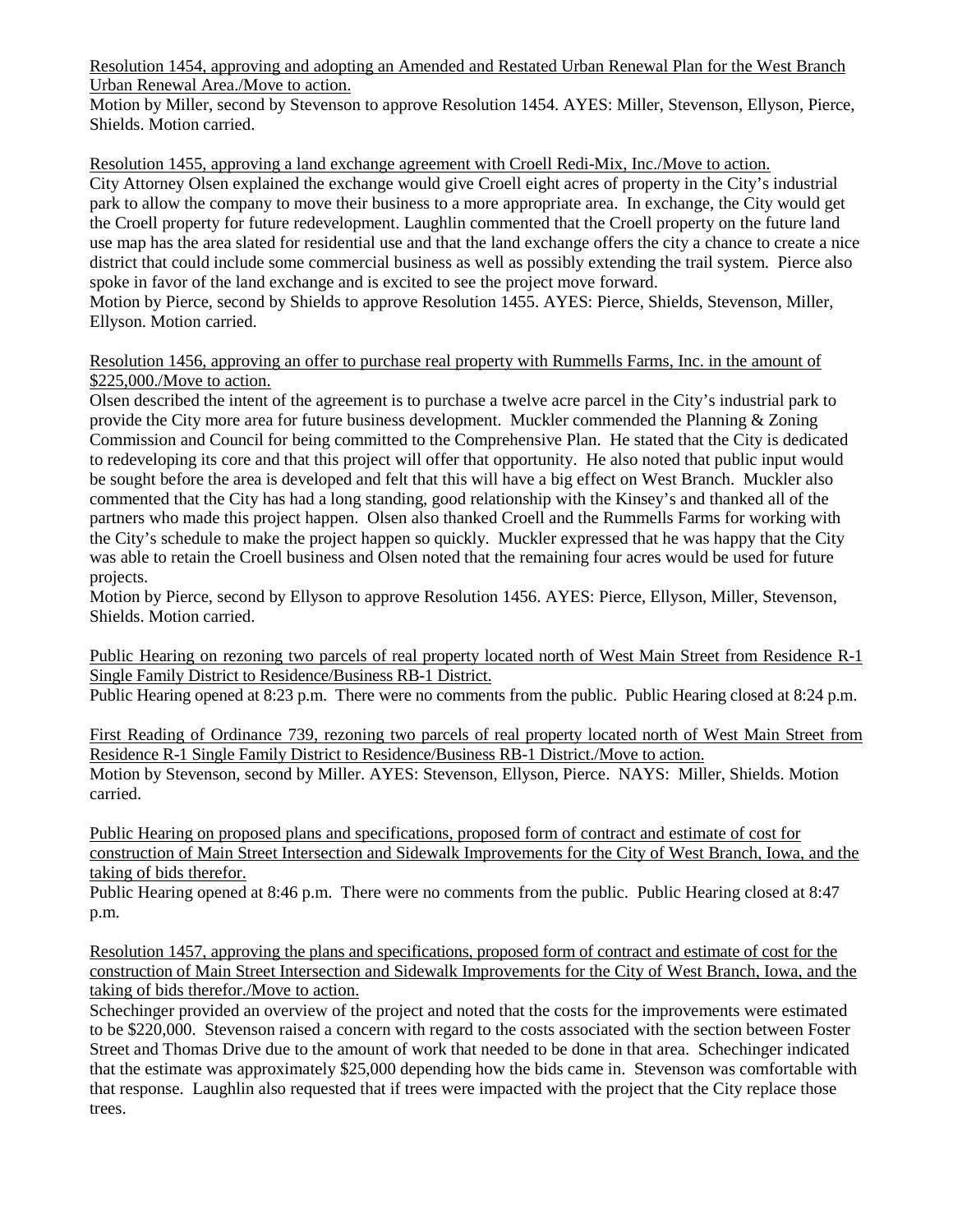<u>Resolution 1454, approving and adopting an Amended and Restated Urban Renewal Plan for the West Branch Urban Renewal Area./Move to action.</u>
Motion by Miller, second by Stevenson to approve Resolution 1454. AYES: Miller, Stevenson, Ellyson, Pierce, Shields. Motion carried.

<u>Resolution 1455, approving a land exchange agreement with Croell Redi-Mix, Inc./Move to action.</u>
City Attorney Olsen explained the exchange would give Croell eight acres of property in the City's industrial park to allow the company to move their business to a more appropriate area. In exchange, the City would get the Croell property for future redevelopment. Laughlin commented that the Croell property on the future land use map has the area slated for residential use and that the land exchange offers the city a chance to create a nice district that could include some commercial business as well as possibly extending the trail system. Pierce also spoke in favor of the land exchange and is excited to see the project move forward.
Motion by Pierce, second by Shields to approve Resolution 1455. AYES: Pierce, Shields, Stevenson, Miller, Ellyson. Motion carried.

<u>Resolution 1456, approving an offer to purchase real property with Rummells Farms, Inc. in the amount of $225,000./Move to action.</u>
Olsen described the intent of the agreement is to purchase a twelve acre parcel in the City's industrial park to provide the City more area for future business development. Muckler commended the Planning & Zoning Commission and Council for being committed to the Comprehensive Plan. He stated that the City is dedicated to redeveloping its core and that this project will offer that opportunity. He also noted that public input would be sought before the area is developed and felt that this will have a big effect on West Branch. Muckler also commented that the City has had a long standing, good relationship with the Kinsey's and thanked all of the partners who made this project happen. Olsen also thanked Croell and the Rummells Farms for working with the City's schedule to make the project happen so quickly. Muckler expressed that he was happy that the City was able to retain the Croell business and Olsen noted that the remaining four acres would be used for future projects.
Motion by Pierce, second by Ellyson to approve Resolution 1456. AYES: Pierce, Ellyson, Miller, Stevenson, Shields. Motion carried.

<u>Public Hearing on rezoning two parcels of real property located north of West Main Street from Residence R-1 Single Family District to Residence/Business RB-1 District.</u>
Public Hearing opened at 8:23 p.m. There were no comments from the public. Public Hearing closed at 8:24 p.m.

<u>First Reading of Ordinance 739, rezoning two parcels of real property located north of West Main Street from Residence R-1 Single Family District to Residence/Business RB-1 District./Move to action.</u>
Motion by Stevenson, second by Miller. AYES: Stevenson, Ellyson, Pierce. NAYS: Miller, Shields. Motion carried.

<u>Public Hearing on proposed plans and specifications, proposed form of contract and estimate of cost for construction of Main Street Intersection and Sidewalk Improvements for the City of West Branch, Iowa, and the taking of bids therefor.</u>
Public Hearing opened at 8:46 p.m. There were no comments from the public. Public Hearing closed at 8:47 p.m.

<u>Resolution 1457, approving the plans and specifications, proposed form of contract and estimate of cost for the construction of Main Street Intersection and Sidewalk Improvements for the City of West Branch, Iowa, and the taking of bids therefor./Move to action.</u>
Schechinger provided an overview of the project and noted that the costs for the improvements were estimated to be $220,000. Stevenson raised a concern with regard to the costs associated with the section between Foster Street and Thomas Drive due to the amount of work that needed to be done in that area. Schechinger indicated that the estimate was approximately $25,000 depending how the bids came in. Stevenson was comfortable with that response. Laughlin also requested that if trees were impacted with the project that the City replace those trees.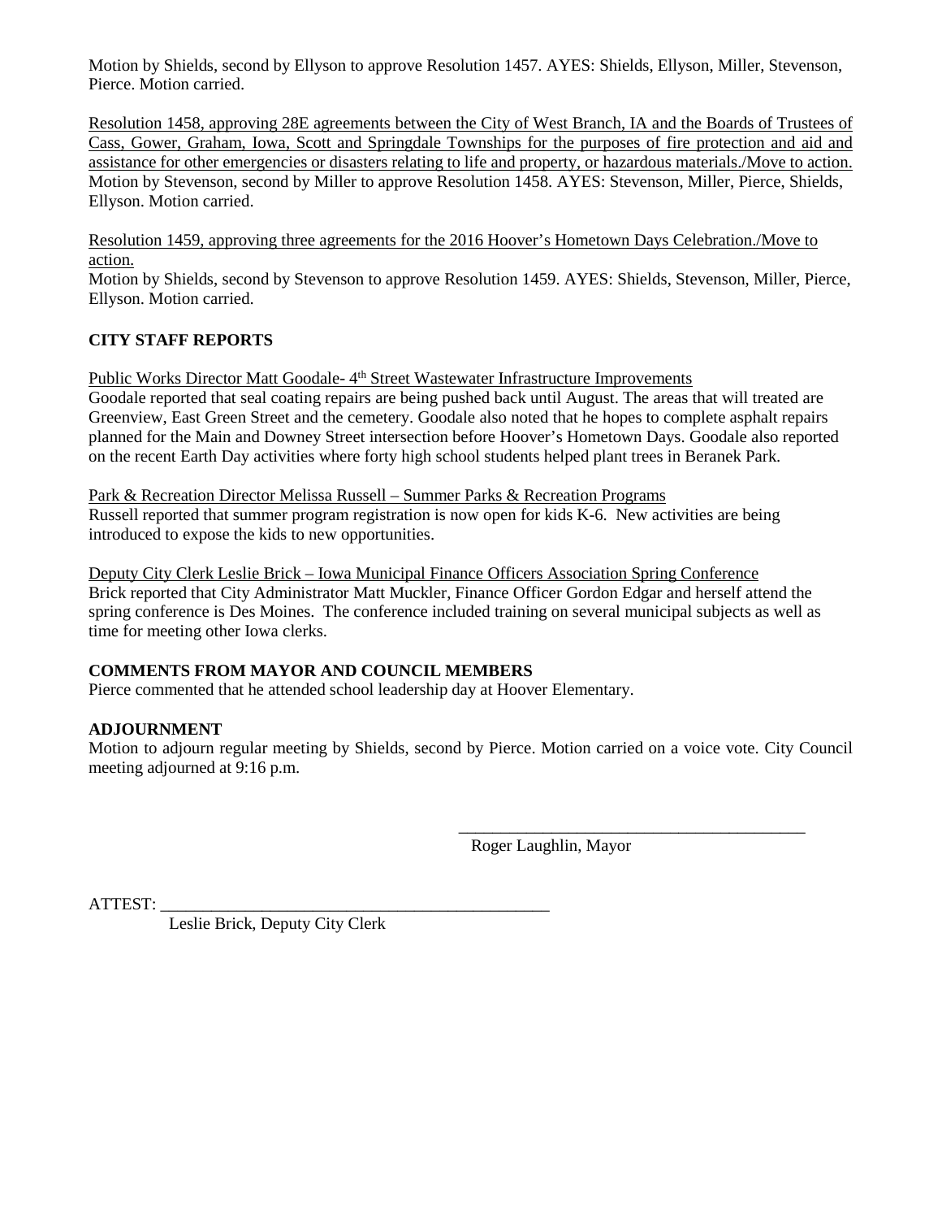Motion by Shields, second by Ellyson to approve Resolution 1457. AYES: Shields, Ellyson, Miller, Stevenson, Pierce. Motion carried.

Resolution 1458, approving 28E agreements between the City of West Branch, IA and the Boards of Trustees of Cass, Gower, Graham, Iowa, Scott and Springdale Townships for the purposes of fire protection and aid and assistance for other emergencies or disasters relating to life and property, or hazardous materials./Move to action.
Motion by Stevenson, second by Miller to approve Resolution 1458. AYES: Stevenson, Miller, Pierce, Shields, Ellyson. Motion carried.

Resolution 1459, approving three agreements for the 2016 Hoover's Hometown Days Celebration./Move to action.
Motion by Shields, second by Stevenson to approve Resolution 1459. AYES: Shields, Stevenson, Miller, Pierce, Ellyson. Motion carried.

**CITY STAFF REPORTS**

Public Works Director Matt Goodale- 4th Street Wastewater Infrastructure Improvements
Goodale reported that seal coating repairs are being pushed back until August. The areas that will treated are Greenview, East Green Street and the cemetery. Goodale also noted that he hopes to complete asphalt repairs planned for the Main and Downey Street intersection before Hoover's Hometown Days. Goodale also reported on the recent Earth Day activities where forty high school students helped plant trees in Beranek Park.

Park & Recreation Director Melissa Russell – Summer Parks & Recreation Programs
Russell reported that summer program registration is now open for kids K-6. New activities are being introduced to expose the kids to new opportunities.

Deputy City Clerk Leslie Brick – Iowa Municipal Finance Officers Association Spring Conference
Brick reported that City Administrator Matt Muckler, Finance Officer Gordon Edgar and herself attend the spring conference is Des Moines. The conference included training on several municipal subjects as well as time for meeting other Iowa clerks.

**COMMENTS FROM MAYOR AND COUNCIL MEMBERS**
Pierce commented that he attended school leadership day at Hoover Elementary.

**ADJOURNMENT**
Motion to adjourn regular meeting by Shields, second by Pierce. Motion carried on a voice vote. City Council meeting adjourned at 9:16 p.m.

\_\_\_\_\_\_\_\_\_\_\_\_\_\_\_\_\_\_\_\_\_\_\_\_\_\_\_\_\_\_\_\_\_\_\_\_\_\_\_\_\_\_
Roger Laughlin, Mayor

ATTEST: \_\_\_\_\_\_\_\_\_\_\_\_\_\_\_\_\_\_\_\_\_\_\_\_\_\_\_\_\_\_\_\_\_\_\_\_\_\_\_\_\_\_\_\_\_\_
Leslie Brick, Deputy City Clerk